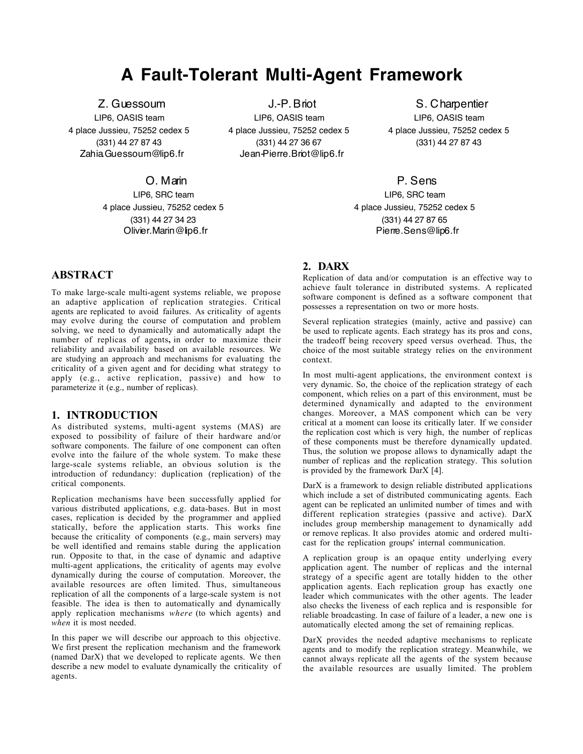# A Fault-Tolerant Multi-Agent Framework

Z. Guessoum
LIP6, OASIS team
4 place Jussieu, 75252 cedex 5
(331) 44 27 87 43
Zahia.Guessoum@lip6.fr

J.-P. Briot
LIP6, OASIS team
4 place Jussieu, 75252 cedex 5
(331) 44 27 36 67
Jean-Pierre.Briot@lip6.fr

S. Charpentier
LIP6, OASIS team
4 place Jussieu, 75252 cedex 5
(331) 44 27 87 43

O. Marin
LIP6, SRC team
4 place Jussieu, 75252 cedex 5
(331) 44 27 34 23
Olivier.Marin@lip6.fr

P. Sens
LIP6, SRC team
4 place Jussieu, 75252 cedex 5
(331) 44 27 87 65
Pierre.Sens@lip6.fr

## ABSTRACT

To make large-scale multi-agent systems reliable, we propose an adaptive application of replication strategies. Critical agents are replicated to avoid failures. As criticality of agents may evolve during the course of computation and problem solving, we need to dynamically and automatically adapt the number of replicas of agents**,** in order to maximize their reliability and availability based on available resources. We are studying an approach and mechanisms for evaluating the criticality of a given agent and for deciding what strategy to apply (e.g., active replication, passive) and how to parameterize it (e.g., number of replicas).

## 1. INTRODUCTION

As distributed systems, multi-agent systems (MAS) are exposed to possibility of failure of their hardware and/or software components. The failure of one component can often evolve into the failure of the whole system. To make these large-scale systems reliable, an obvious solution is the introduction of redundancy: duplication (replication) of the critical components.

Replication mechanisms have been successfully applied for various distributed applications, e.g. data-bases. But in most cases, replication is decided by the programmer and applied statically, before the application starts. This works fine because the criticality of components (e.g., main servers) may be well identified and remains stable during the application run. Opposite to that, in the case of dynamic and adaptive multi-agent applications, the criticality of agents may evolve dynamically during the course of computation. Moreover, the available resources are often limited. Thus, simultaneous replication of all the components of a large-scale system is not feasible. The idea is then to automatically and dynamically apply replication mechanisms *where* (to which agents) and *when* it is most needed.

In this paper we will describe our approach to this objective. We first present the replication mechanism and the framework (named DarX) that we developed to replicate agents. We then describe a new model to evaluate dynamically the criticality of agents.

## 2. DARX

Replication of data and/or computation is an effective way to achieve fault tolerance in distributed systems. A replicated software component is defined as a software component that possesses a representation on two or more hosts.

Several replication strategies (mainly, active and passive) can be used to replicate agents. Each strategy has its pros and cons, the tradeoff being recovery speed versus overhead. Thus, the choice of the most suitable strategy relies on the environment context.

In most multi-agent applications, the environment context is very dynamic. So, the choice of the replication strategy of each component, which relies on a part of this environment, must be determined dynamically and adapted to the environment changes. Moreover, a MAS component which can be very critical at a moment can loose its critically later. If we consider the replication cost which is very high, the number of replicas of these components must be therefore dynamically updated. Thus, the solution we propose allows to dynamically adapt the number of replicas and the replication strategy. This solution is provided by the framework DarX [4].

DarX is a framework to design reliable distributed applications which include a set of distributed communicating agents. Each agent can be replicated an unlimited number of times and with different replication strategies (passive and active). DarX includes group membership management to dynamically add or remove replicas. It also provides atomic and ordered multi-cast for the replication groups' internal communication.

A replication group is an opaque entity underlying every application agent. The number of replicas and the internal strategy of a specific agent are totally hidden to the other application agents. Each replication group has exactly one leader which communicates with the other agents. The leader also checks the liveness of each replica and is responsible for reliable broadcasting. In case of failure of a leader, a new one is automatically elected among the set of remaining replicas.

DarX provides the needed adaptive mechanisms to replicate agents and to modify the replication strategy. Meanwhile, we cannot always replicate all the agents of the system because the available resources are usually limited. The problem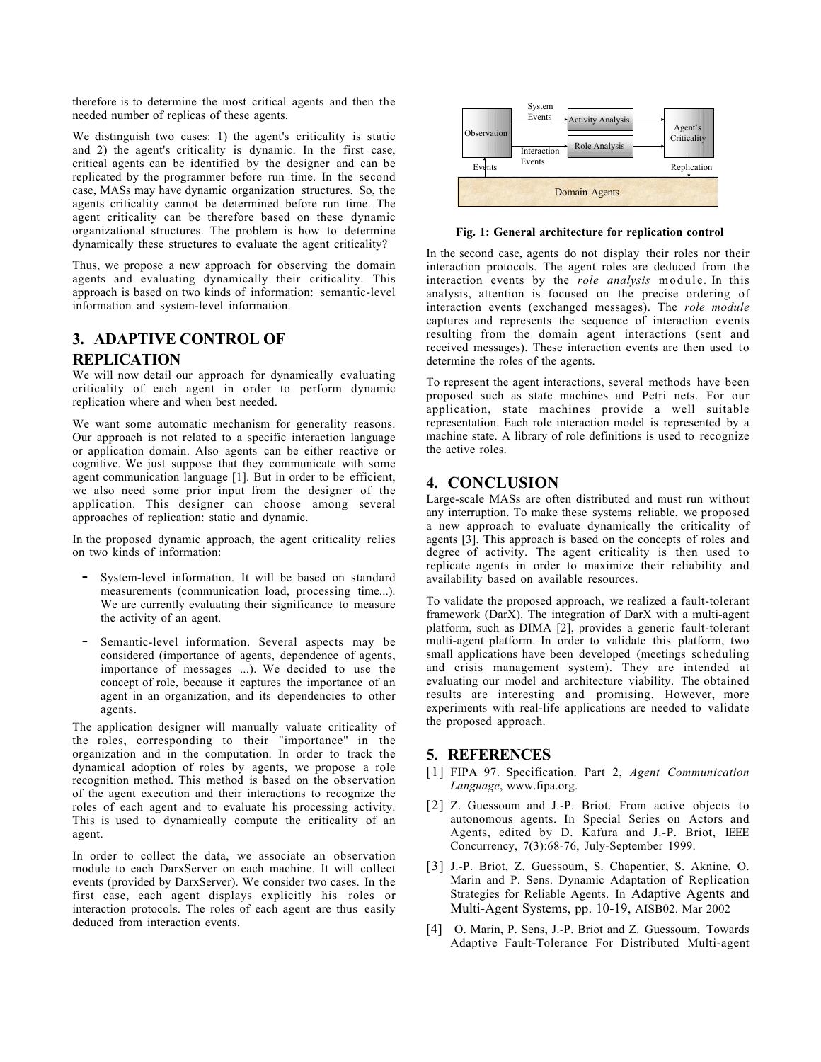therefore is to determine the most critical agents and then the needed number of replicas of these agents.

We distinguish two cases: 1) the agent's criticality is static and 2) the agent's criticality is dynamic. In the first case, critical agents can be identified by the designer and can be replicated by the programmer before run time. In the second case, MASs may have dynamic organization structures. So, the agents criticality cannot be determined before run time. The agent criticality can be therefore based on these dynamic organizational structures. The problem is how to determine dynamically these structures to evaluate the agent criticality?

Thus, we propose a new approach for observing the domain agents and evaluating dynamically their criticality. This approach is based on two kinds of information: semantic-level information and system-level information.

## 3. ADAPTIVE CONTROL OF REPLICATION

We will now detail our approach for dynamically evaluating criticality of each agent in order to perform dynamic replication where and when best needed.

We want some automatic mechanism for generality reasons. Our approach is not related to a specific interaction language or application domain. Also agents can be either reactive or cognitive. We just suppose that they communicate with some agent communication language [1]. But in order to be efficient, we also need some prior input from the designer of the application. This designer can choose among several approaches of replication: static and dynamic.

In the proposed dynamic approach, the agent criticality relies on two kinds of information:

- System-level information. It will be based on standard measurements (communication load, processing time...). We are currently evaluating their significance to measure the activity of an agent.
- Semantic-level information. Several aspects may be considered (importance of agents, dependence of agents, importance of messages ...). We decided to use the concept of role, because it captures the importance of an agent in an organization, and its dependencies to other agents.

The application designer will manually valuate criticality of the roles, corresponding to their "importance" in the organization and in the computation. In order to track the dynamical adoption of roles by agents, we propose a role recognition method. This method is based on the observation of the agent execution and their interactions to recognize the roles of each agent and to evaluate his processing activity. This is used to dynamically compute the criticality of an agent.

In order to collect the data, we associate an observation module to each DarxServer on each machine. It will collect events (provided by DarxServer). We consider two cases. In the first case, each agent displays explicitly his roles or interaction protocols. The roles of each agent are thus easily deduced from interaction events.

System Events
Activity Analysis
Observation
Agent's Criticality
Interaction Events
Role Analysis
Events
Replication
Domain Agents

**Fig. 1: General architecture for replication control**

In the second case, agents do not display their roles nor their interaction protocols. The agent roles are deduced from the interaction events by the *role analysis* module. In this analysis, attention is focused on the precise ordering of interaction events (exchanged messages). The *role module* captures and represents the sequence of interaction events resulting from the domain agent interactions (sent and received messages). These interaction events are then used to determine the roles of the agents.

To represent the agent interactions, several methods have been proposed such as state machines and Petri nets. For our application, state machines provide a well suitable representation. Each role interaction model is represented by a machine state. A library of role definitions is used to recognize the active roles.

## 4. CONCLUSION

Large-scale MASs are often distributed and must run without any interruption. To make these systems reliable, we proposed a new approach to evaluate dynamically the criticality of agents [3]. This approach is based on the concepts of roles and degree of activity. The agent criticality is then used to replicate agents in order to maximize their reliability and availability based on available resources.

To validate the proposed approach, we realized a fault-tolerant framework (DarX). The integration of DarX with a multi-agent platform, such as DIMA [2], provides a generic fault-tolerant multi-agent platform. In order to validate this platform, two small applications have been developed (meetings scheduling and crisis management system). They are intended at evaluating our model and architecture viability. The obtained results are interesting and promising. However, more experiments with real-life applications are needed to validate the proposed approach.

## 5. REFERENCES

[1] FIPA 97. Specification. Part 2, *Agent Communication Language*, www.fipa.org.

[2] Z. Guessoum and J.-P. Briot. From active objects to autonomous agents. In Special Series on Actors and Agents, edited by D. Kafura and J.-P. Briot, IEEE Concurrency, 7(3):68-76, July-September 1999.

[3] J.-P. Briot, Z. Guessoum, S. Chapentier, S. Aknine, O. Marin and P. Sens. Dynamic Adaptation of Replication Strategies for Reliable Agents. In Adaptive Agents and Multi-Agent Systems, pp. 10-19, AISB02. Mar 2002

[4] O. Marin, P. Sens, J.-P. Briot and Z. Guessoum, Towards Adaptive Fault-Tolerance For Distributed Multi-agent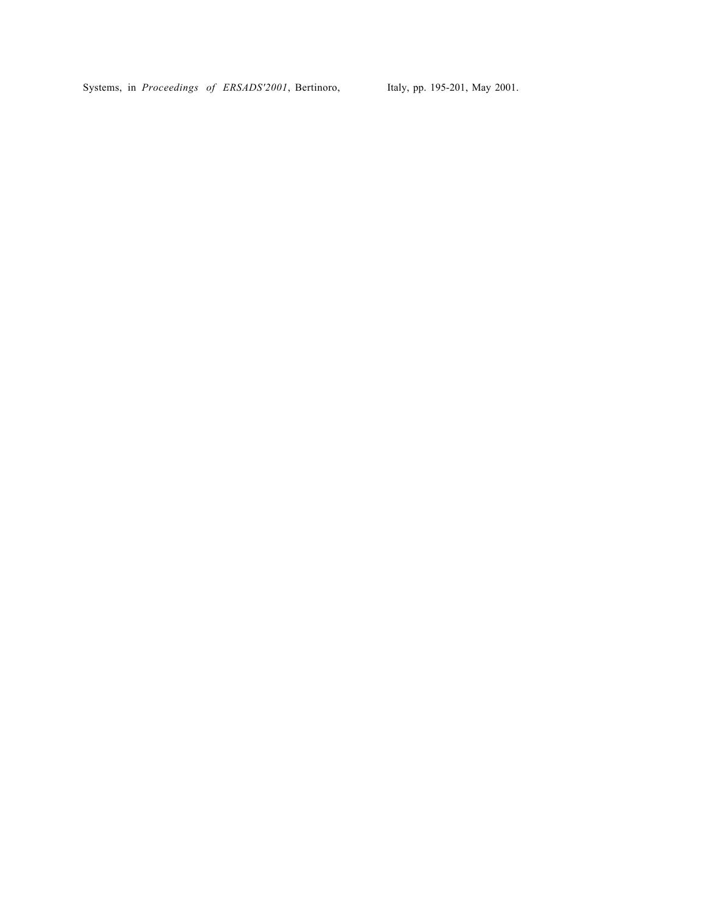Systems, in *Proceedings of ERSADS'2001*, Bertinoro, Italy, pp. 195-201, May 2001.